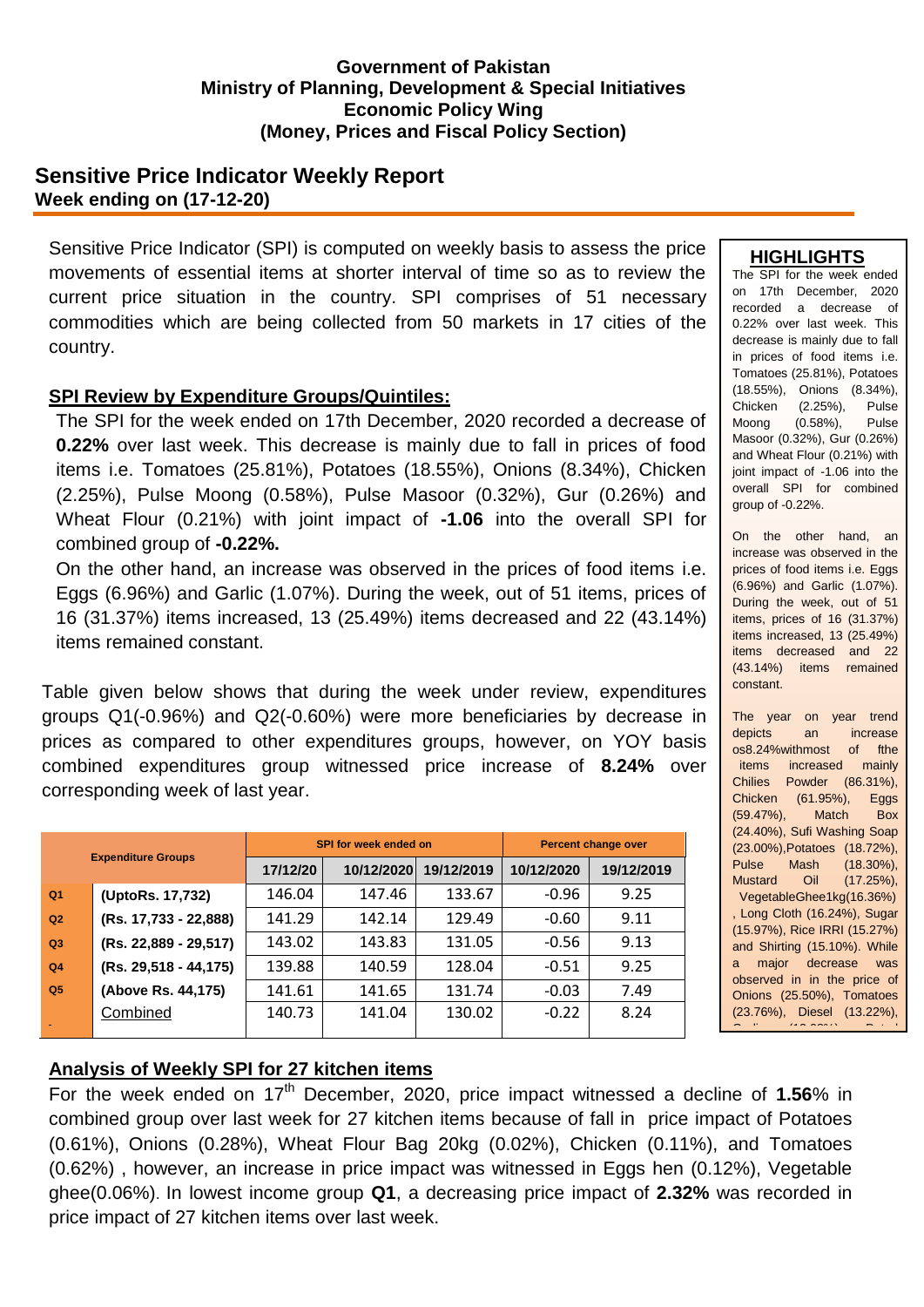**Government of Pakistan**
**Ministry of Planning, Development & Special Initiatives**
**Economic Policy Wing**
**(Money, Prices and Fiscal Policy Section)**

# Sensitive Price Indicator Weekly Report

**Week ending on (17-12-20)**

Sensitive Price Indicator (SPI) is computed on weekly basis to assess the price movements of essential items at shorter interval of time so as to review the current price situation in the country. SPI comprises of 51 necessary commodities which are being collected from 50 markets in 17 cities of the country.

## SPI Review by Expenditure Groups/Quintiles:

The SPI for the week ended on 17th December, 2020 recorded a decrease of **0.22%** over last week. This decrease is mainly due to fall in prices of food items i.e. Tomatoes (25.81%), Potatoes (18.55%), Onions (8.34%), Chicken (2.25%), Pulse Moong (0.58%), Pulse Masoor (0.32%), Gur (0.26%) and Wheat Flour (0.21%) with joint impact of **-1.06** into the overall SPI for combined group of **-0.22%.**

On the other hand, an increase was observed in the prices of food items i.e. Eggs (6.96%) and Garlic (1.07%). During the week, out of 51 items, prices of 16 (31.37%) items increased, 13 (25.49%) items decreased and 22 (43.14%) items remained constant.

Table given below shows that during the week under review, expenditures groups Q1(-0.96%) and Q2(-0.60%) were more beneficiaries by decrease in prices as compared to other expenditures groups, however, on YOY basis combined expenditures group witnessed price increase of **8.24%** over corresponding week of last year.

| Expenditure Groups | | SPI for week ended on | | | Percent change over | |
|---|---|---|---|---|---|---|
| | | 17/12/20 | 10/12/2020 | 19/12/2019 | 10/12/2020 | 19/12/2019 |
| Q1 | (UptoRs. 17,732) | 146.04 | 147.46 | 133.67 | -0.96 | 9.25 |
| Q2 | (Rs. 17,733 - 22,888) | 141.29 | 142.14 | 129.49 | -0.60 | 9.11 |
| Q3 | (Rs. 22,889 - 29,517) | 143.02 | 143.83 | 131.05 | -0.56 | 9.13 |
| Q4 | (Rs. 29,518 - 44,175) | 139.88 | 140.59 | 128.04 | -0.51 | 9.25 |
| Q5 | (Above Rs. 44,175) | 141.61 | 141.65 | 131.74 | -0.03 | 7.49 |
| | Combined | 140.73 | 141.04 | 130.02 | -0.22 | 8.24 |

## HIGHLIGHTS

The SPI for the week ended on 17th December, 2020 recorded a decrease of 0.22% over last week. This decrease is mainly due to fall in prices of food items i.e. Tomatoes (25.81%), Potatoes (18.55%), Onions (8.34%), Chicken (2.25%), Pulse Moong (0.58%), Pulse Masoor (0.32%), Gur (0.26%) and Wheat Flour (0.21%) with joint impact of -1.06 into the overall SPI for combined group of -0.22%.

On the other hand, an increase was observed in the prices of food items i.e. Eggs (6.96%) and Garlic (1.07%). During the week, out of 51 items, prices of 16 (31.37%) items increased, 13 (25.49%) items decreased and 22 (43.14%) items remained constant.

The year on year trend depicts an increase os8.24%withmost of fthe items increased mainly Chilies Powder (86.31%), Chicken (61.95%), Eggs (59.47%), Match Box (24.40%), Sufi Washing Soap (23.00%),Potatoes (18.72%), Pulse Mash (18.30%), Mustard Oil (17.25%), VegetableGhee1kg(16.36%), Long Cloth (16.24%), Sugar (15.97%), Rice IRRI (15.27%) and Shirting (15.10%). While a major decrease was observed in in the price of Onions (25.50%), Tomatoes (23.76%), Diesel (13.22%),

## Analysis of Weekly SPI for 27 kitchen items

For the week ended on 17th December, 2020, price impact witnessed a decline of **1.56**% in combined group over last week for 27 kitchen items because of fall in price impact of Potatoes (0.61%), Onions (0.28%), Wheat Flour Bag 20kg (0.02%), Chicken (0.11%), and Tomatoes (0.62%) , however, an increase in price impact was witnessed in Eggs hen (0.12%), Vegetable ghee(0.06%). In lowest income group **Q1**, a decreasing price impact of **2.32%** was recorded in price impact of 27 kitchen items over last week.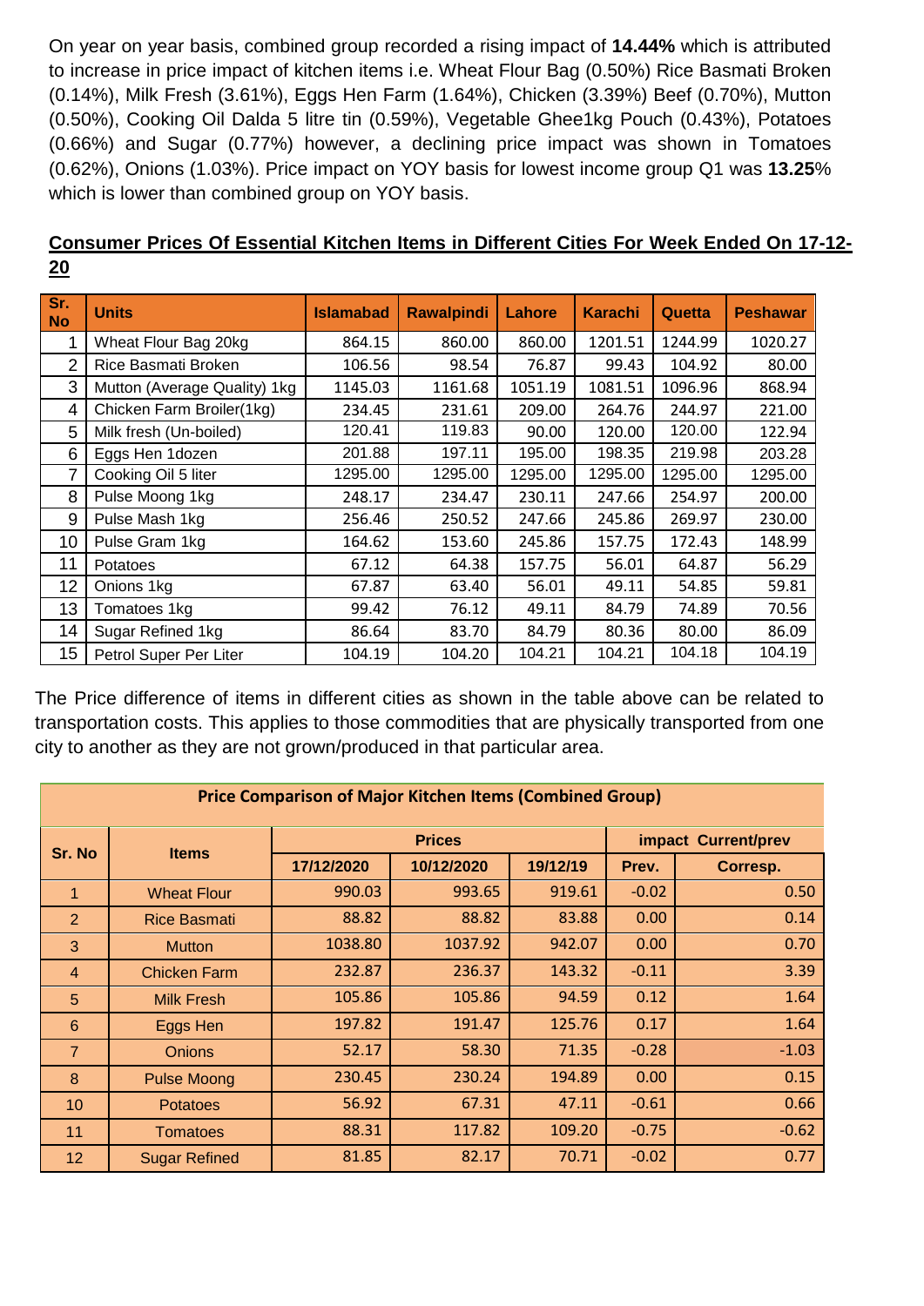On year on year basis, combined group recorded a rising impact of **14.44%** which is attributed to increase in price impact of kitchen items i.e. Wheat Flour Bag (0.50%) Rice Basmati Broken (0.14%), Milk Fresh (3.61%), Eggs Hen Farm (1.64%), Chicken (3.39%) Beef (0.70%), Mutton (0.50%), Cooking Oil Dalda 5 litre tin (0.59%), Vegetable Ghee1kg Pouch (0.43%), Potatoes (0.66%) and Sugar (0.77%) however, a declining price impact was shown in Tomatoes (0.62%), Onions (1.03%). Price impact on YOY basis for lowest income group Q1 was **13.25**% which is lower than combined group on YOY basis.

## Consumer Prices Of Essential Kitchen Items in Different Cities For Week Ended On 17-12-20

| Sr. No | Units | Islamabad | Rawalpindi | Lahore | Karachi | Quetta | Peshawar |
|---|---|---|---|---|---|---|---|
| 1 | Wheat Flour Bag 20kg | 864.15 | 860.00 | 860.00 | 1201.51 | 1244.99 | 1020.27 |
| 2 | Rice Basmati Broken | 106.56 | 98.54 | 76.87 | 99.43 | 104.92 | 80.00 |
| 3 | Mutton (Average Quality) 1kg | 1145.03 | 1161.68 | 1051.19 | 1081.51 | 1096.96 | 868.94 |
| 4 | Chicken Farm Broiler(1kg) | 234.45 | 231.61 | 209.00 | 264.76 | 244.97 | 221.00 |
| 5 | Milk fresh (Un-boiled) | 120.41 | 119.83 | 90.00 | 120.00 | 120.00 | 122.94 |
| 6 | Eggs Hen 1dozen | 201.88 | 197.11 | 195.00 | 198.35 | 219.98 | 203.28 |
| 7 | Cooking Oil 5 liter | 1295.00 | 1295.00 | 1295.00 | 1295.00 | 1295.00 | 1295.00 |
| 8 | Pulse Moong 1kg | 248.17 | 234.47 | 230.11 | 247.66 | 254.97 | 200.00 |
| 9 | Pulse Mash 1kg | 256.46 | 250.52 | 247.66 | 245.86 | 269.97 | 230.00 |
| 10 | Pulse Gram 1kg | 164.62 | 153.60 | 245.86 | 157.75 | 172.43 | 148.99 |
| 11 | Potatoes | 67.12 | 64.38 | 157.75 | 56.01 | 64.87 | 56.29 |
| 12 | Onions 1kg | 67.87 | 63.40 | 56.01 | 49.11 | 54.85 | 59.81 |
| 13 | Tomatoes 1kg | 99.42 | 76.12 | 49.11 | 84.79 | 74.89 | 70.56 |
| 14 | Sugar Refined 1kg | 86.64 | 83.70 | 84.79 | 80.36 | 80.00 | 86.09 |
| 15 | Petrol Super Per Liter | 104.19 | 104.20 | 104.21 | 104.21 | 104.18 | 104.19 |

The Price difference of items in different cities as shown in the table above can be related to transportation costs. This applies to those commodities that are physically transported from one city to another as they are not grown/produced in that particular area.

**Price Comparison of Major Kitchen Items (Combined Group)**

| Sr. No | Items | Prices | | | impact Current/prev | |
|---|---|---|---|---|---|---|
| | | 17/12/2020 | 10/12/2020 | 19/12/19 | Prev. | Corresp. |
| 1 | Wheat Flour | 990.03 | 993.65 | 919.61 | -0.02 | 0.50 |
| 2 | Rice Basmati | 88.82 | 88.82 | 83.88 | 0.00 | 0.14 |
| 3 | Mutton | 1038.80 | 1037.92 | 942.07 | 0.00 | 0.70 |
| 4 | Chicken Farm | 232.87 | 236.37 | 143.32 | -0.11 | 3.39 |
| 5 | Milk Fresh | 105.86 | 105.86 | 94.59 | 0.12 | 1.64 |
| 6 | Eggs Hen | 197.82 | 191.47 | 125.76 | 0.17 | 1.64 |
| 7 | Onions | 52.17 | 58.30 | 71.35 | -0.28 | -1.03 |
| 8 | Pulse Moong | 230.45 | 230.24 | 194.89 | 0.00 | 0.15 |
| 10 | Potatoes | 56.92 | 67.31 | 47.11 | -0.61 | 0.66 |
| 11 | Tomatoes | 88.31 | 117.82 | 109.20 | -0.75 | -0.62 |
| 12 | Sugar Refined | 81.85 | 82.17 | 70.71 | -0.02 | 0.77 |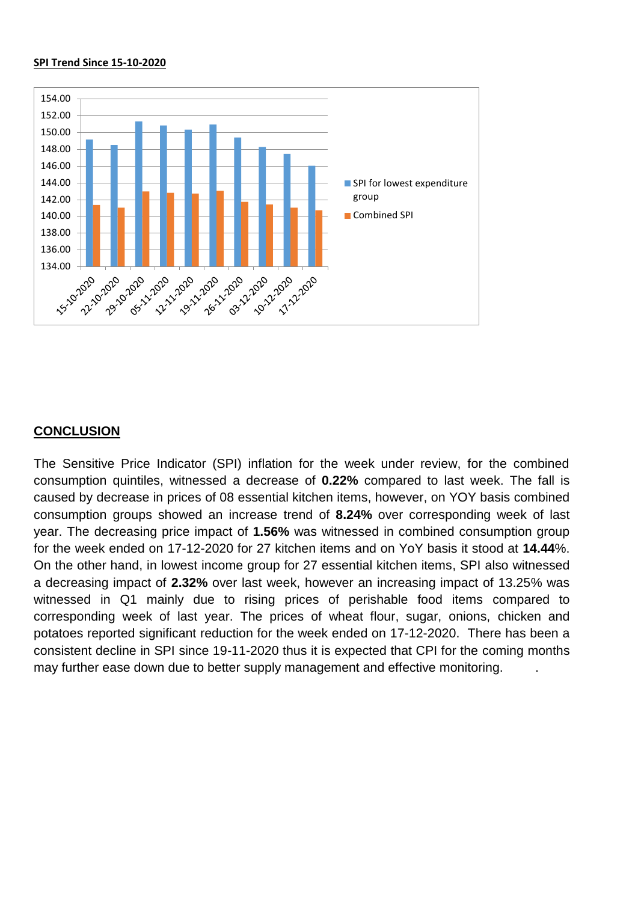**SPI Trend Since 15-10-2020**

154.00
152.00
150.00
148.00
146.00
144.00
142.00
140.00
138.00
136.00
134.00

15-10-2020
22-10-2020
29-10-2020
05-11-2020
12-11-2020
19-11-2020
26-11-2020
03-12-2020
10-12-2020
17-12-2020

SPI for lowest expenditure group
Combined SPI

## CONCLUSION

The Sensitive Price Indicator (SPI) inflation for the week under review, for the combined consumption quintiles, witnessed a decrease of **0.22%** compared to last week. The fall is caused by decrease in prices of 08 essential kitchen items, however, on YOY basis combined consumption groups showed an increase trend of **8.24%** over corresponding week of last year. The decreasing price impact of **1.56%** was witnessed in combined consumption group for the week ended on 17-12-2020 for 27 kitchen items and on YoY basis it stood at **14.44**%. On the other hand, in lowest income group for 27 essential kitchen items, SPI also witnessed a decreasing impact of **2.32%** over last week, however an increasing impact of 13.25% was witnessed in Q1 mainly due to rising prices of perishable food items compared to corresponding week of last year. The prices of wheat flour, sugar, onions, chicken and potatoes reported significant reduction for the week ended on 17-12-2020. There has been a consistent decline in SPI since 19-11-2020 thus it is expected that CPI for the coming months may further ease down due to better supply management and effective monitoring.